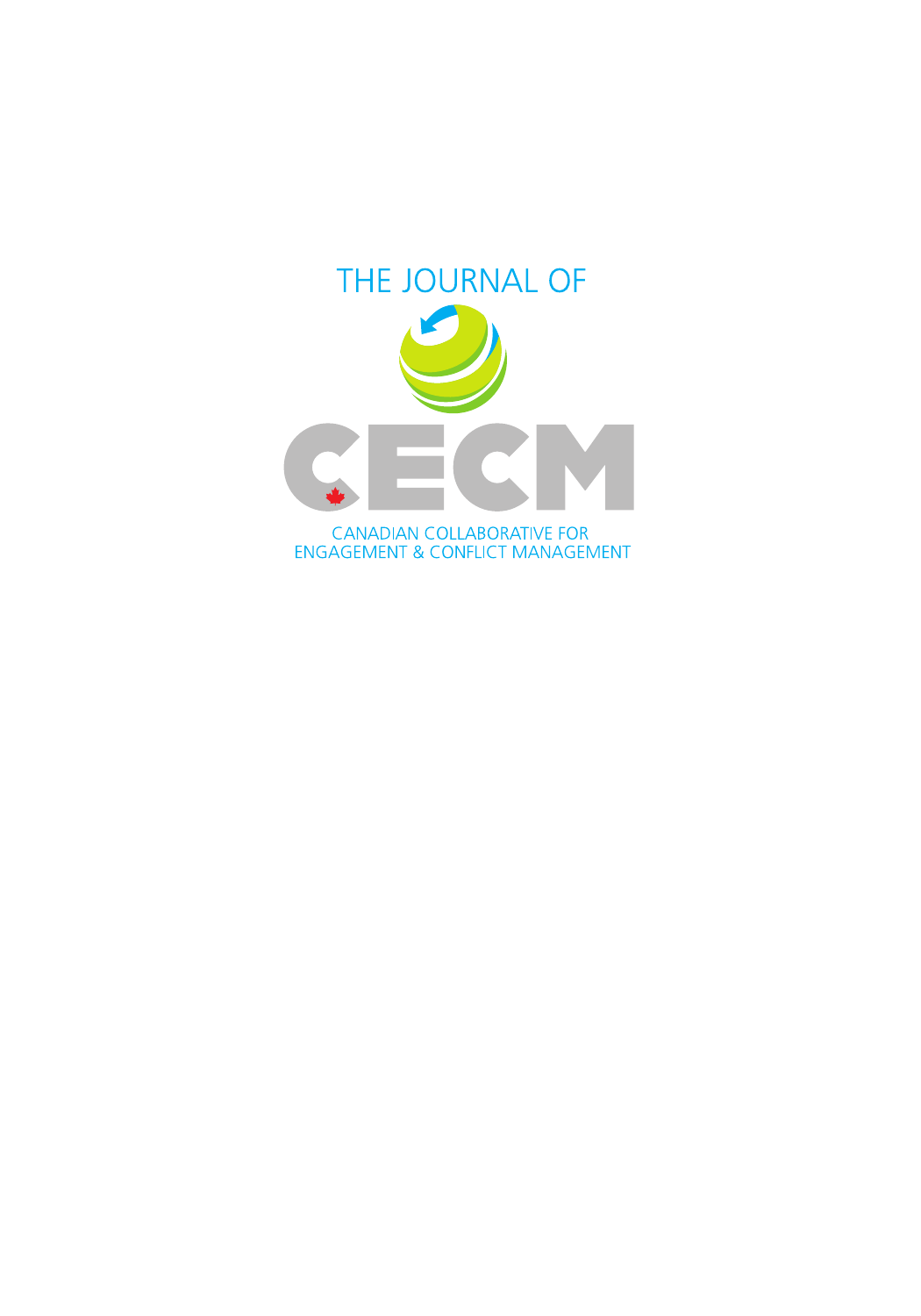THE JOURNAL OF

# CECM

CANADIAN COLLABORATIVE FOR ENGAGEMENT & CONFLICT MANAGEMENT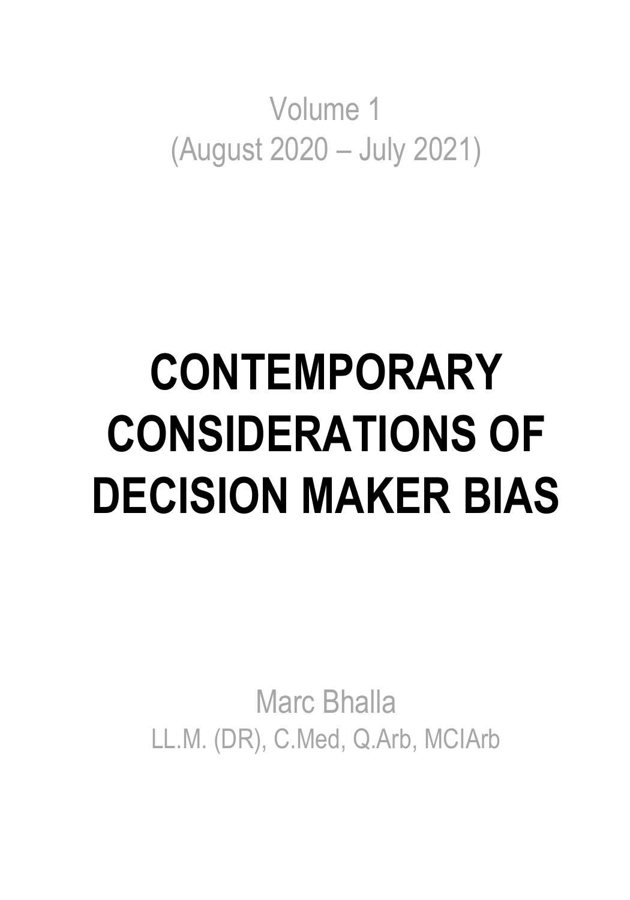Volume 1
(August 2020 – July 2021)

# CONTEMPORARY CONSIDERATIONS OF DECISION MAKER BIAS

Marc Bhalla
LL.M. (DR), C.Med, Q.Arb, MCIArb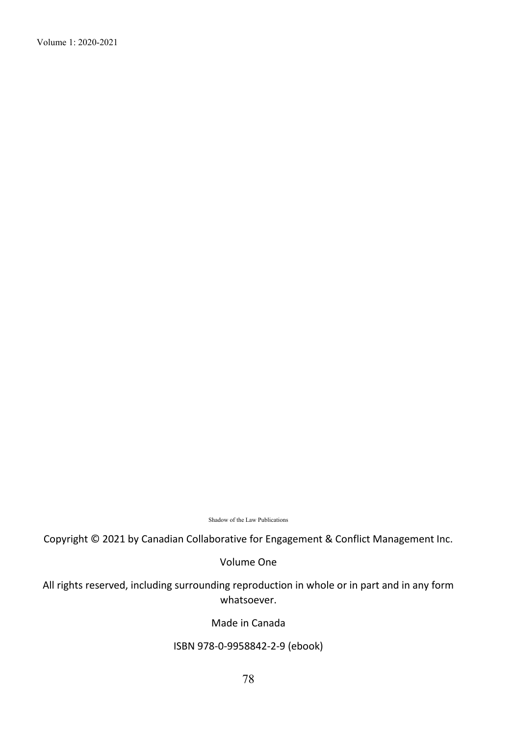Shadow of the Law Publications

Copyright © 2021 by Canadian Collaborative for Engagement & Conflict Management Inc.

Volume One

All rights reserved, including surrounding reproduction in whole or in part and in any form whatsoever.

Made in Canada

ISBN 978-0-9958842-2-9 (ebook)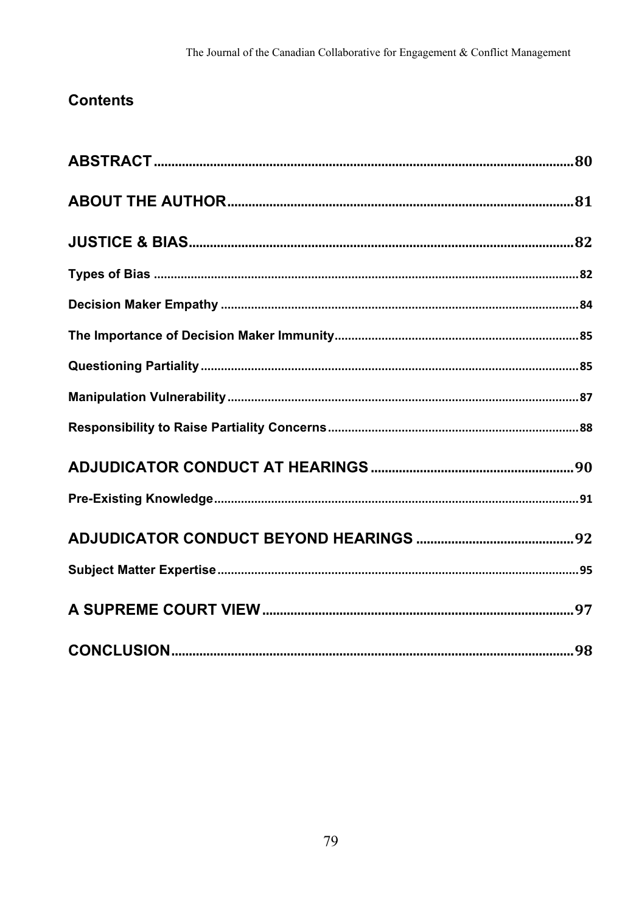## Contents

**ABSTRACT** .......... 80

**ABOUT THE AUTHOR** .......... 81

**JUSTICE & BIAS** .......... 82

- Types of Bias .......... 82
- Decision Maker Empathy .......... 84
- The Importance of Decision Maker Immunity .......... 85
- Questioning Partiality .......... 85
- Manipulation Vulnerability .......... 87
- Responsibility to Raise Partiality Concerns .......... 88

**ADJUDICATOR CONDUCT AT HEARINGS** .......... 90

- Pre-Existing Knowledge .......... 91

**ADJUDICATOR CONDUCT BEYOND HEARINGS** .......... 92

- Subject Matter Expertise .......... 95

**A SUPREME COURT VIEW** .......... 97

**CONCLUSION** .......... 98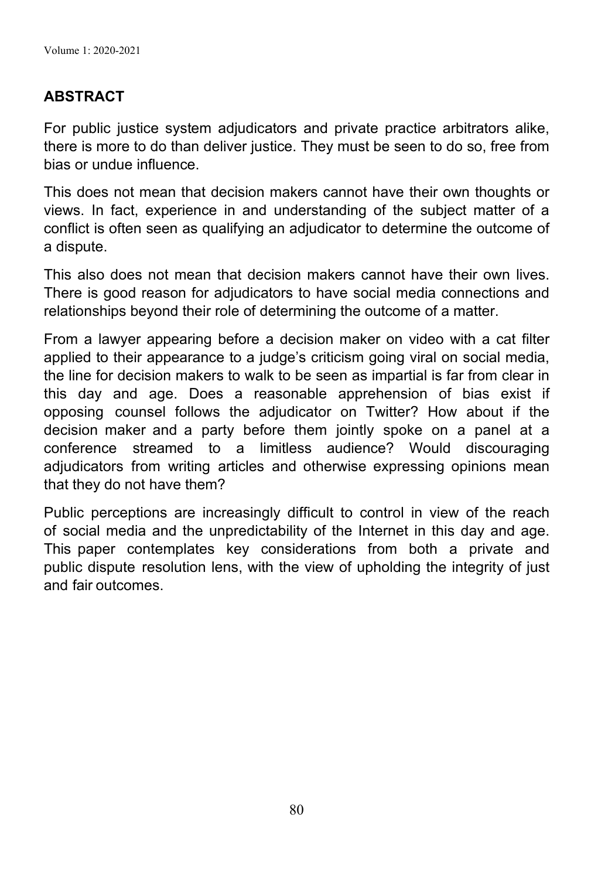## ABSTRACT

For public justice system adjudicators and private practice arbitrators alike, there is more to do than deliver justice. They must be seen to do so, free from bias or undue influence.

This does not mean that decision makers cannot have their own thoughts or views. In fact, experience in and understanding of the subject matter of a conflict is often seen as qualifying an adjudicator to determine the outcome of a dispute.

This also does not mean that decision makers cannot have their own lives. There is good reason for adjudicators to have social media connections and relationships beyond their role of determining the outcome of a matter.

From a lawyer appearing before a decision maker on video with a cat filter applied to their appearance to a judge's criticism going viral on social media, the line for decision makers to walk to be seen as impartial is far from clear in this day and age. Does a reasonable apprehension of bias exist if opposing counsel follows the adjudicator on Twitter? How about if the decision maker and a party before them jointly spoke on a panel at a conference streamed to a limitless audience? Would discouraging adjudicators from writing articles and otherwise expressing opinions mean that they do not have them?

Public perceptions are increasingly difficult to control in view of the reach of social media and the unpredictability of the Internet in this day and age. This paper contemplates key considerations from both a private and public dispute resolution lens, with the view of upholding the integrity of just and fair outcomes.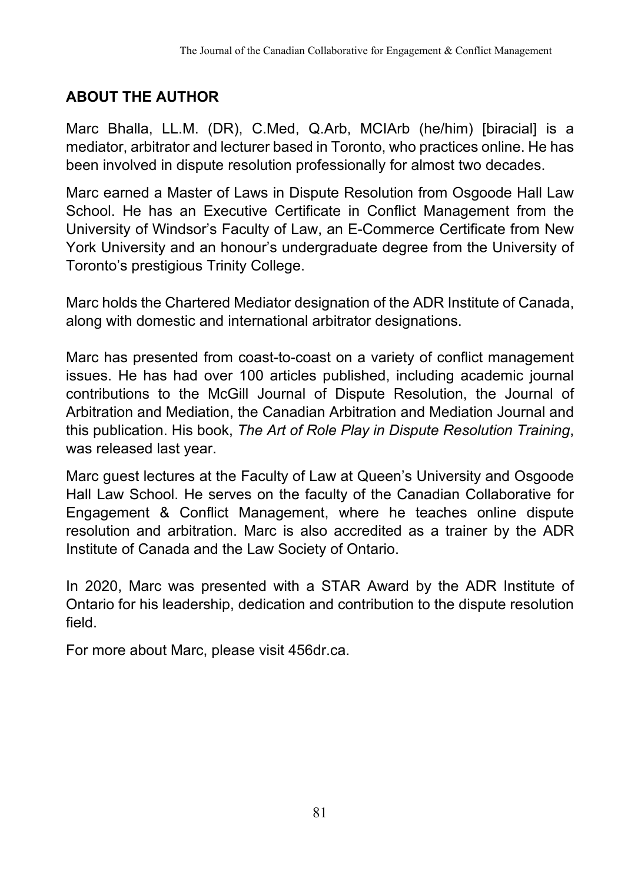## ABOUT THE AUTHOR

Marc Bhalla, LL.M. (DR), C.Med, Q.Arb, MCIArb (he/him) [biracial] is a mediator, arbitrator and lecturer based in Toronto, who practices online. He has been involved in dispute resolution professionally for almost two decades.

Marc earned a Master of Laws in Dispute Resolution from Osgoode Hall Law School. He has an Executive Certificate in Conflict Management from the University of Windsor's Faculty of Law, an E-Commerce Certificate from New York University and an honour's undergraduate degree from the University of Toronto's prestigious Trinity College.

Marc holds the Chartered Mediator designation of the ADR Institute of Canada, along with domestic and international arbitrator designations.

Marc has presented from coast-to-coast on a variety of conflict management issues. He has had over 100 articles published, including academic journal contributions to the McGill Journal of Dispute Resolution, the Journal of Arbitration and Mediation, the Canadian Arbitration and Mediation Journal and this publication. His book, *The Art of Role Play in Dispute Resolution Training*, was released last year.

Marc guest lectures at the Faculty of Law at Queen's University and Osgoode Hall Law School. He serves on the faculty of the Canadian Collaborative for Engagement & Conflict Management, where he teaches online dispute resolution and arbitration. Marc is also accredited as a trainer by the ADR Institute of Canada and the Law Society of Ontario.

In 2020, Marc was presented with a STAR Award by the ADR Institute of Ontario for his leadership, dedication and contribution to the dispute resolution field.

For more about Marc, please visit 456dr.ca.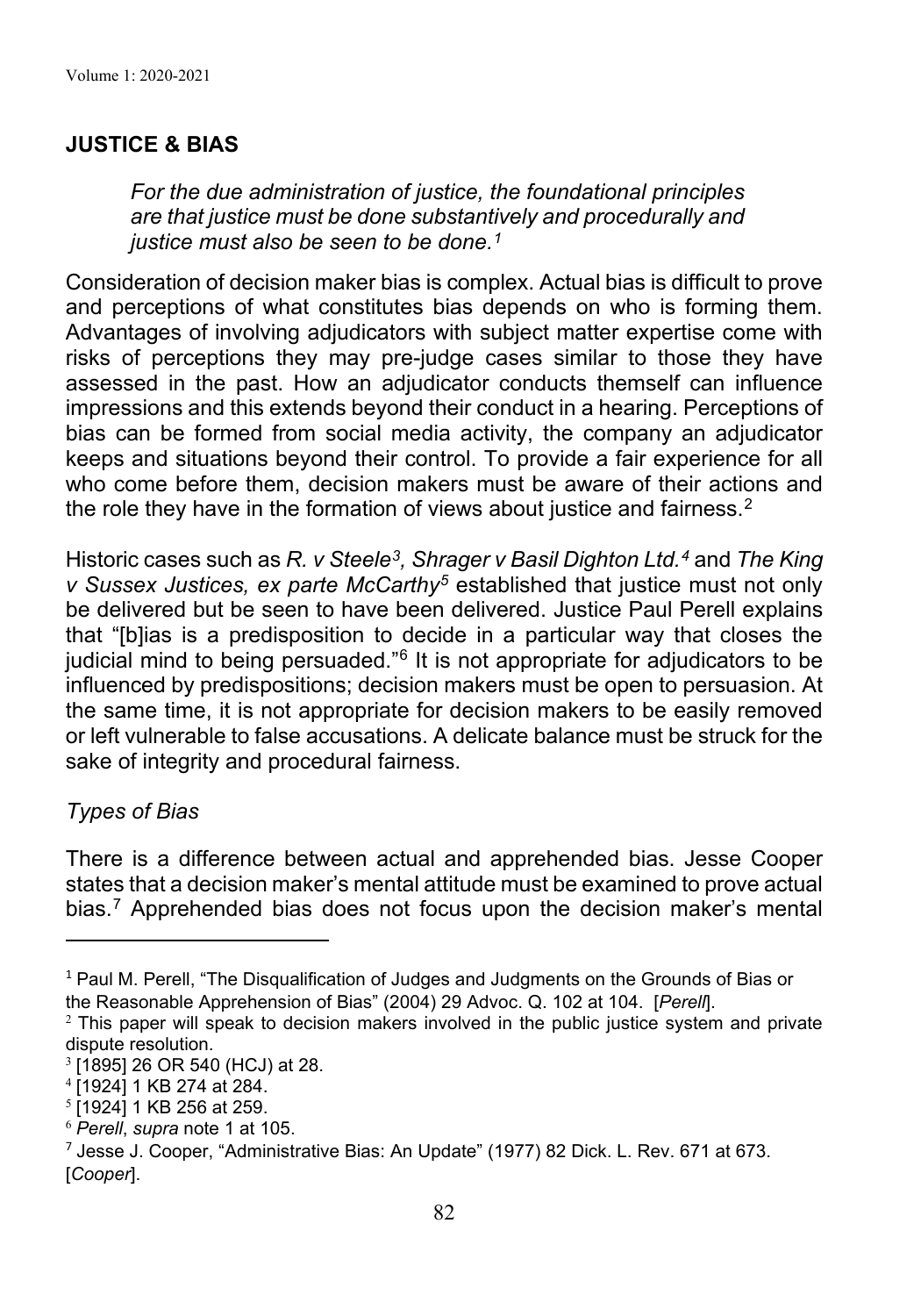## JUSTICE & BIAS

> *For the due administration of justice, the foundational principles are that justice must be done substantively and procedurally and justice must also be seen to be done.*[1]

Consideration of decision maker bias is complex. Actual bias is difficult to prove and perceptions of what constitutes bias depends on who is forming them. Advantages of involving adjudicators with subject matter expertise come with risks of perceptions they may pre-judge cases similar to those they have assessed in the past. How an adjudicator conducts themself can influence impressions and this extends beyond their conduct in a hearing. Perceptions of bias can be formed from social media activity, the company an adjudicator keeps and situations beyond their control. To provide a fair experience for all who come before them, decision makers must be aware of their actions and the role they have in the formation of views about justice and fairness.[2]

Historic cases such as *R. v Steele*[3], *Shrager v Basil Dighton Ltd.*[4] and *The King v Sussex Justices, ex parte McCarthy*[5] established that justice must not only be delivered but be seen to have been delivered. Justice Paul Perell explains that "[b]ias is a predisposition to decide in a particular way that closes the judicial mind to being persuaded."[6] It is not appropriate for adjudicators to be influenced by predispositions; decision makers must be open to persuasion. At the same time, it is not appropriate for decision makers to be easily removed or left vulnerable to false accusations. A delicate balance must be struck for the sake of integrity and procedural fairness.

*Types of Bias*

There is a difference between actual and apprehended bias. Jesse Cooper states that a decision maker's mental attitude must be examined to prove actual bias.[7] Apprehended bias does not focus upon the decision maker's mental

---

[1] Paul M. Perell, "The Disqualification of Judges and Judgments on the Grounds of Bias or the Reasonable Apprehension of Bias" (2004) 29 Advoc. Q. 102 at 104. [*Perell*].

[2] This paper will speak to decision makers involved in the public justice system and private dispute resolution.

[3] [1895] 26 OR 540 (HCJ) at 28.

[4] [1924] 1 KB 274 at 284.

[5] [1924] 1 KB 256 at 259.

[6] *Perell*, *supra* note 1 at 105.

[7] Jesse J. Cooper, "Administrative Bias: An Update" (1977) 82 Dick. L. Rev. 671 at 673. [*Cooper*].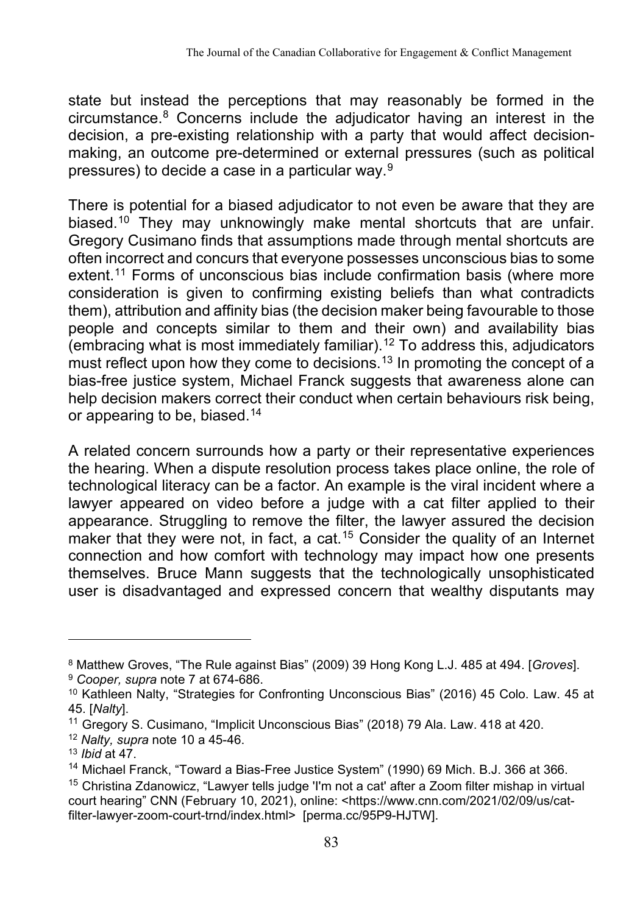state but instead the perceptions that may reasonably be formed in the circumstance.[8] Concerns include the adjudicator having an interest in the decision, a pre-existing relationship with a party that would affect decision-making, an outcome pre-determined or external pressures (such as political pressures) to decide a case in a particular way.[9]

There is potential for a biased adjudicator to not even be aware that they are biased.[10] They may unknowingly make mental shortcuts that are unfair. Gregory Cusimano finds that assumptions made through mental shortcuts are often incorrect and concurs that everyone possesses unconscious bias to some extent.[11] Forms of unconscious bias include confirmation basis (where more consideration is given to confirming existing beliefs than what contradicts them), attribution and affinity bias (the decision maker being favourable to those people and concepts similar to them and their own) and availability bias (embracing what is most immediately familiar).[12] To address this, adjudicators must reflect upon how they come to decisions.[13] In promoting the concept of a bias-free justice system, Michael Franck suggests that awareness alone can help decision makers correct their conduct when certain behaviours risk being, or appearing to be, biased.[14]

A related concern surrounds how a party or their representative experiences the hearing. When a dispute resolution process takes place online, the role of technological literacy can be a factor. An example is the viral incident where a lawyer appeared on video before a judge with a cat filter applied to their appearance. Struggling to remove the filter, the lawyer assured the decision maker that they were not, in fact, a cat.[15] Consider the quality of an Internet connection and how comfort with technology may impact how one presents themselves. Bruce Mann suggests that the technologically unsophisticated user is disadvantaged and expressed concern that wealthy disputants may

---

[8] Matthew Groves, "The Rule against Bias" (2009) 39 Hong Kong L.J. 485 at 494. [*Groves*].

[9] *Cooper, supra* note 7 at 674-686.

[10] Kathleen Nalty, "Strategies for Confronting Unconscious Bias" (2016) 45 Colo. Law. 45 at 45. [*Nalty*].

[11] Gregory S. Cusimano, "Implicit Unconscious Bias" (2018) 79 Ala. Law. 418 at 420.

[12] *Nalty, supra* note 10 a 45-46.

[13] *Ibid* at 47.

[14] Michael Franck, "Toward a Bias-Free Justice System" (1990) 69 Mich. B.J. 366 at 366.

[15] Christina Zdanowicz, "Lawyer tells judge 'I'm not a cat' after a Zoom filter mishap in virtual court hearing" CNN (February 10, 2021), online: <https://www.cnn.com/2021/02/09/us/cat-filter-lawyer-zoom-court-trnd/index.html> [perma.cc/95P9-HJTW].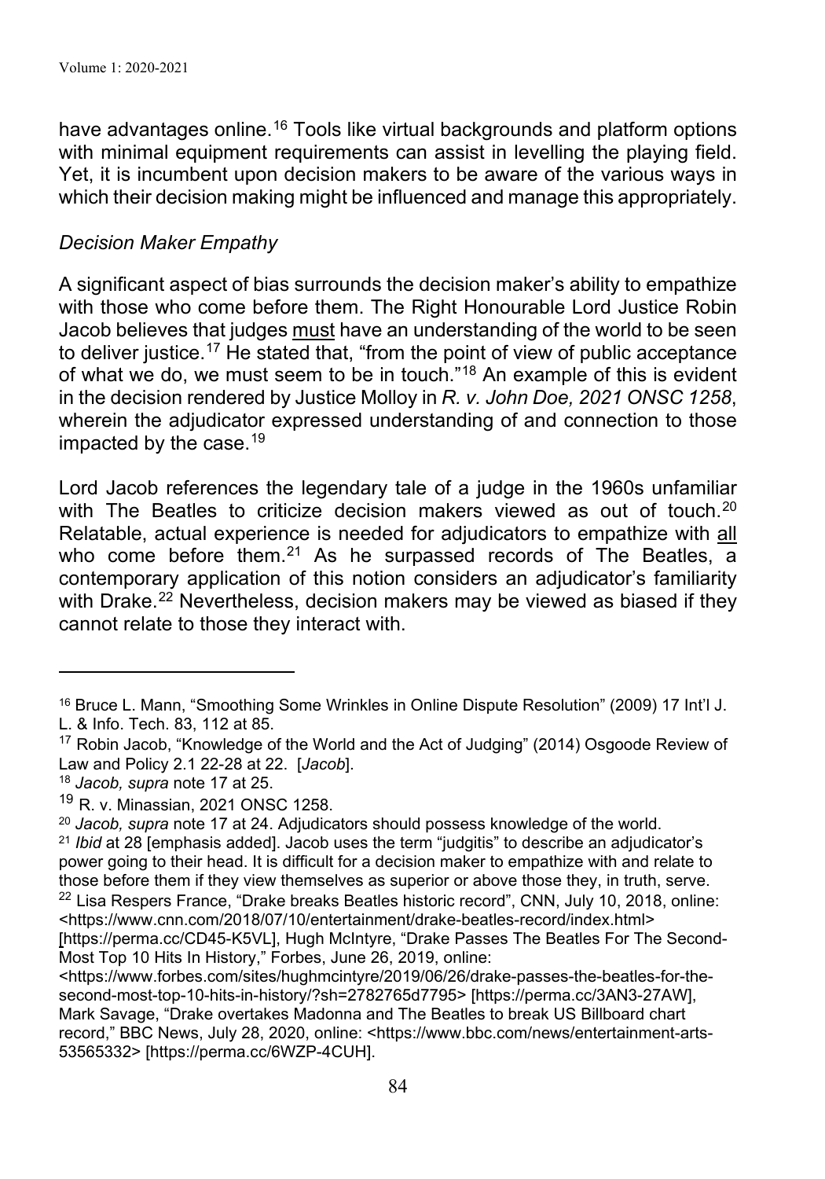have advantages online.[16] Tools like virtual backgrounds and platform options with minimal equipment requirements can assist in levelling the playing field. Yet, it is incumbent upon decision makers to be aware of the various ways in which their decision making might be influenced and manage this appropriately.

*Decision Maker Empathy*

A significant aspect of bias surrounds the decision maker's ability to empathize with those who come before them. The Right Honourable Lord Justice Robin Jacob believes that judges <u>must</u> have an understanding of the world to be seen to deliver justice.[17] He stated that, "from the point of view of public acceptance of what we do, we must seem to be in touch."[18] An example of this is evident in the decision rendered by Justice Molloy in *R. v. John Doe, 2021 ONSC 1258*, wherein the adjudicator expressed understanding of and connection to those impacted by the case.[19]

Lord Jacob references the legendary tale of a judge in the 1960s unfamiliar with The Beatles to criticize decision makers viewed as out of touch.[20] Relatable, actual experience is needed for adjudicators to empathize with <u>all</u> who come before them.[21] As he surpassed records of The Beatles, a contemporary application of this notion considers an adjudicator's familiarity with Drake.[22] Nevertheless, decision makers may be viewed as biased if they cannot relate to those they interact with.

---

[16] Bruce L. Mann, "Smoothing Some Wrinkles in Online Dispute Resolution" (2009) 17 Int'l J. L. & Info. Tech. 83, 112 at 85.

[17] Robin Jacob, "Knowledge of the World and the Act of Judging" (2014) Osgoode Review of Law and Policy 2.1 22-28 at 22. [*Jacob*].

[18] *Jacob, supra* note 17 at 25.

[19] R. v. Minassian, 2021 ONSC 1258.

[20] *Jacob, supra* note 17 at 24. Adjudicators should possess knowledge of the world.

[21] *Ibid* at 28 [emphasis added]. Jacob uses the term "judgitis" to describe an adjudicator's power going to their head. It is difficult for a decision maker to empathize with and relate to those before them if they view themselves as superior or above those they, in truth, serve.

[22] Lisa Respers France, "Drake breaks Beatles historic record", CNN, July 10, 2018, online: <https://www.cnn.com/2018/07/10/entertainment/drake-beatles-record/index.html> [https://perma.cc/CD45-K5VL], Hugh McIntyre, "Drake Passes The Beatles For The Second-Most Top 10 Hits In History," Forbes, June 26, 2019, online: <https://www.forbes.com/sites/hughmcintyre/2019/06/26/drake-passes-the-beatles-for-the-second-most-top-10-hits-in-history/?sh=2782765d7795> [https://perma.cc/3AN3-27AW], Mark Savage, "Drake overtakes Madonna and The Beatles to break US Billboard chart record," BBC News, July 28, 2020, online: <https://www.bbc.com/news/entertainment-arts-53565332> [https://perma.cc/6WZP-4CUH].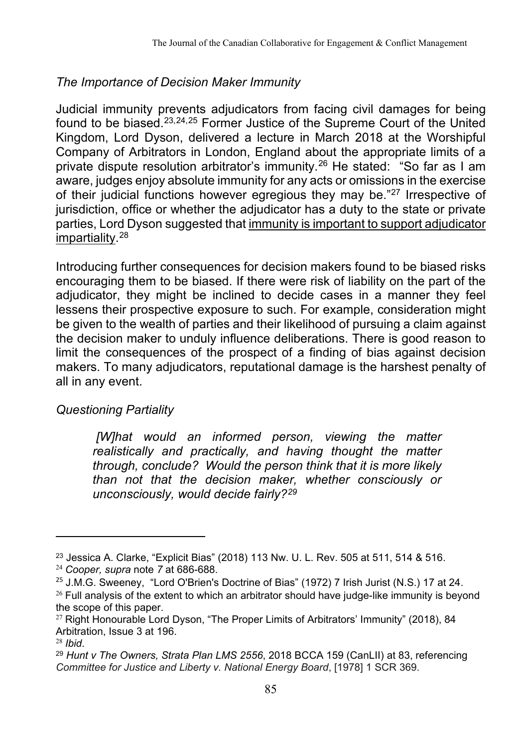*The Importance of Decision Maker Immunity*

Judicial immunity prevents adjudicators from facing civil damages for being found to be biased.[23,24,25] Former Justice of the Supreme Court of the United Kingdom, Lord Dyson, delivered a lecture in March 2018 at the Worshipful Company of Arbitrators in London, England about the appropriate limits of a private dispute resolution arbitrator's immunity.[26] He stated: "So far as I am aware, judges enjoy absolute immunity for any acts or omissions in the exercise of their judicial functions however egregious they may be."[27] Irrespective of jurisdiction, office or whether the adjudicator has a duty to the state or private parties, Lord Dyson suggested that <u>immunity is important to support adjudicator impartiality</u>.[28]

Introducing further consequences for decision makers found to be biased risks encouraging them to be biased. If there were risk of liability on the part of the adjudicator, they might be inclined to decide cases in a manner they feel lessens their prospective exposure to such. For example, consideration might be given to the wealth of parties and their likelihood of pursuing a claim against the decision maker to unduly influence deliberations. There is good reason to limit the consequences of the prospect of a finding of bias against decision makers. To many adjudicators, reputational damage is the harshest penalty of all in any event.

*Questioning Partiality*

> *[W]hat would an informed person, viewing the matter realistically and practically, and having thought the matter through, conclude? Would the person think that it is more likely than not that the decision maker, whether consciously or unconsciously, would decide fairly?*[29]

---

[23] Jessica A. Clarke, "Explicit Bias" (2018) 113 Nw. U. L. Rev. 505 at 511, 514 & 516.

[24] *Cooper, supra* note 7 at 686-688.

[25] J.M.G. Sweeney, "Lord O'Brien's Doctrine of Bias" (1972) 7 Irish Jurist (N.S.) 17 at 24.

[26] Full analysis of the extent to which an arbitrator should have judge-like immunity is beyond the scope of this paper.

[27] Right Honourable Lord Dyson, "The Proper Limits of Arbitrators' Immunity" (2018), 84 Arbitration, Issue 3 at 196.

[28] *Ibid*.

[29] *Hunt v The Owners, Strata Plan LMS 2556*, 2018 BCCA 159 (CanLII) at 83, referencing *Committee for Justice and Liberty v. National Energy Board*, [1978] 1 SCR 369.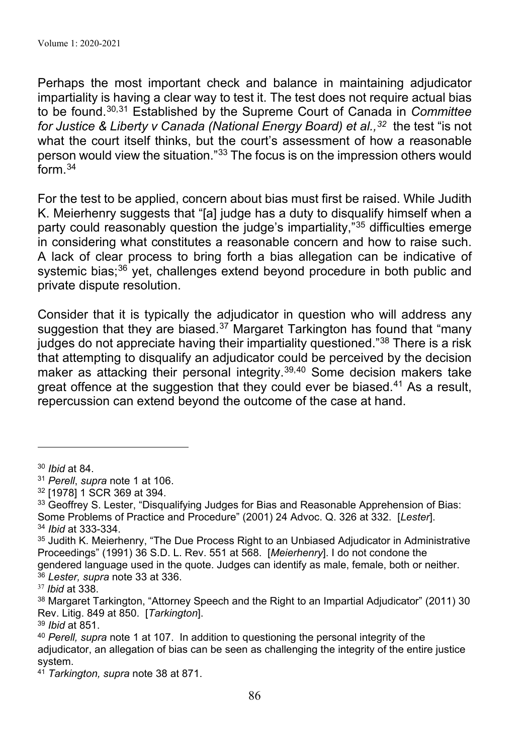Perhaps the most important check and balance in maintaining adjudicator impartiality is having a clear way to test it. The test does not require actual bias to be found.[30,31] Established by the Supreme Court of Canada in *Committee for Justice & Liberty v Canada (National Energy Board) et al.,*[32] the test "is not what the court itself thinks, but the court's assessment of how a reasonable person would view the situation."[33] The focus is on the impression others would form.[34]

For the test to be applied, concern about bias must first be raised. While Judith K. Meierhenry suggests that "[a] judge has a duty to disqualify himself when a party could reasonably question the judge's impartiality,"[35] difficulties emerge in considering what constitutes a reasonable concern and how to raise such. A lack of clear process to bring forth a bias allegation can be indicative of systemic bias;[36] yet, challenges extend beyond procedure in both public and private dispute resolution.

Consider that it is typically the adjudicator in question who will address any suggestion that they are biased.[37] Margaret Tarkington has found that "many judges do not appreciate having their impartiality questioned."[38] There is a risk that attempting to disqualify an adjudicator could be perceived by the decision maker as attacking their personal integrity.[39,40] Some decision makers take great offence at the suggestion that they could ever be biased.[41] As a result, repercussion can extend beyond the outcome of the case at hand.

---

[30] *Ibid* at 84.

[31] *Perell*, *supra* note 1 at 106.

[32] [1978] 1 SCR 369 at 394.

[33] Geoffrey S. Lester, "Disqualifying Judges for Bias and Reasonable Apprehension of Bias: Some Problems of Practice and Procedure" (2001) 24 Advoc. Q. 326 at 332. [*Lester*].

[34] *Ibid* at 333-334.

[35] Judith K. Meierhenry, "The Due Process Right to an Unbiased Adjudicator in Administrative Proceedings" (1991) 36 S.D. L. Rev. 551 at 568. [*Meierhenry*]. I do not condone the gendered language used in the quote. Judges can identify as male, female, both or neither.

[36] *Lester, supra* note 33 at 336.

[37] *Ibid* at 338.

[38] Margaret Tarkington, "Attorney Speech and the Right to an Impartial Adjudicator" (2011) 30 Rev. Litig. 849 at 850. [*Tarkington*].

[39] *Ibid* at 851.

[40] *Perell, supra* note 1 at 107. In addition to questioning the personal integrity of the adjudicator, an allegation of bias can be seen as challenging the integrity of the entire justice system.

[41] *Tarkington, supra* note 38 at 871.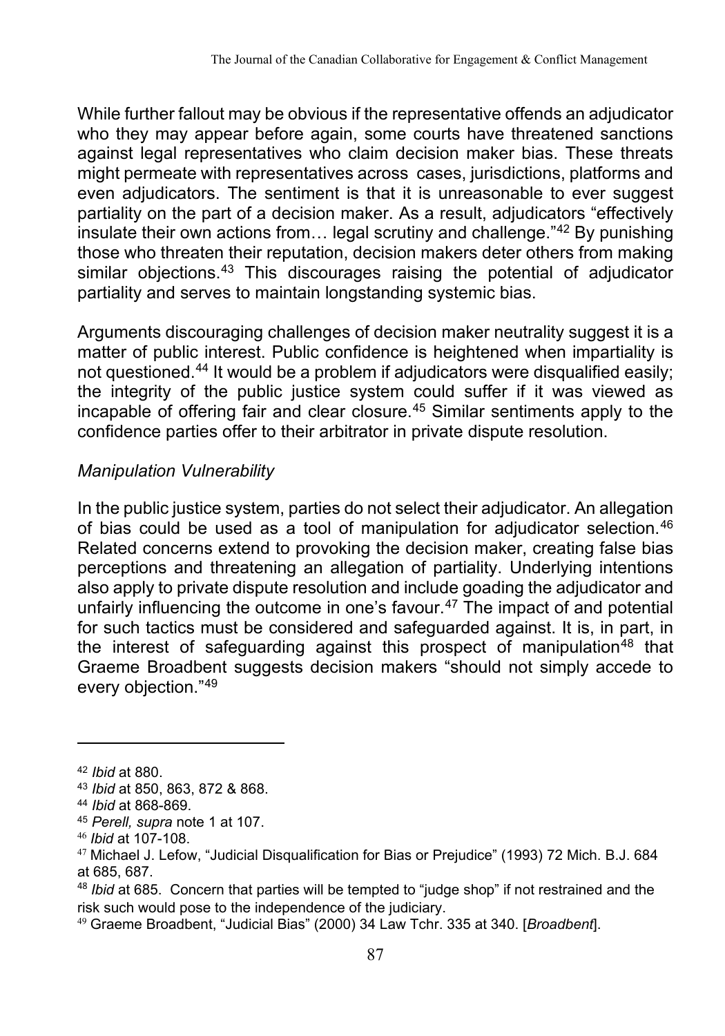While further fallout may be obvious if the representative offends an adjudicator who they may appear before again, some courts have threatened sanctions against legal representatives who claim decision maker bias. These threats might permeate with representatives across cases, jurisdictions, platforms and even adjudicators. The sentiment is that it is unreasonable to ever suggest partiality on the part of a decision maker. As a result, adjudicators "effectively insulate their own actions from… legal scrutiny and challenge."[42] By punishing those who threaten their reputation, decision makers deter others from making similar objections.[43] This discourages raising the potential of adjudicator partiality and serves to maintain longstanding systemic bias.

Arguments discouraging challenges of decision maker neutrality suggest it is a matter of public interest. Public confidence is heightened when impartiality is not questioned.[44] It would be a problem if adjudicators were disqualified easily; the integrity of the public justice system could suffer if it was viewed as incapable of offering fair and clear closure.[45] Similar sentiments apply to the confidence parties offer to their arbitrator in private dispute resolution.

### *Manipulation Vulnerability*

In the public justice system, parties do not select their adjudicator. An allegation of bias could be used as a tool of manipulation for adjudicator selection.[46] Related concerns extend to provoking the decision maker, creating false bias perceptions and threatening an allegation of partiality. Underlying intentions also apply to private dispute resolution and include goading the adjudicator and unfairly influencing the outcome in one's favour.[47] The impact of and potential for such tactics must be considered and safeguarded against. It is, in part, in the interest of safeguarding against this prospect of manipulation[48] that Graeme Broadbent suggests decision makers "should not simply accede to every objection."[49]

---

[42] *Ibid* at 880.

[43] *Ibid* at 850, 863, 872 & 868.

[44] *Ibid* at 868-869.

[45] *Perell, supra* note 1 at 107.

[46] *Ibid* at 107-108.

[47] Michael J. Lefow, "Judicial Disqualification for Bias or Prejudice" (1993) 72 Mich. B.J. 684 at 685, 687.

[48] *Ibid* at 685. Concern that parties will be tempted to "judge shop" if not restrained and the risk such would pose to the independence of the judiciary.

[49] Graeme Broadbent, "Judicial Bias" (2000) 34 Law Tchr. 335 at 340. [*Broadbent*].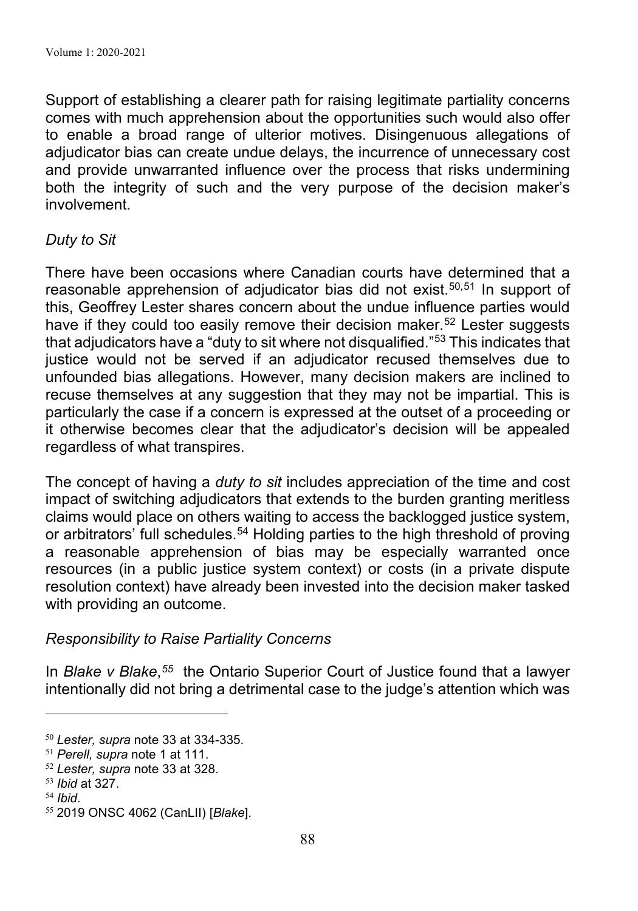Support of establishing a clearer path for raising legitimate partiality concerns comes with much apprehension about the opportunities such would also offer to enable a broad range of ulterior motives. Disingenuous allegations of adjudicator bias can create undue delays, the incurrence of unnecessary cost and provide unwarranted influence over the process that risks undermining both the integrity of such and the very purpose of the decision maker's involvement.

*Duty to Sit*

There have been occasions where Canadian courts have determined that a reasonable apprehension of adjudicator bias did not exist.[50,51] In support of this, Geoffrey Lester shares concern about the undue influence parties would have if they could too easily remove their decision maker.[52] Lester suggests that adjudicators have a "duty to sit where not disqualified."[53] This indicates that justice would not be served if an adjudicator recused themselves due to unfounded bias allegations. However, many decision makers are inclined to recuse themselves at any suggestion that they may not be impartial. This is particularly the case if a concern is expressed at the outset of a proceeding or it otherwise becomes clear that the adjudicator's decision will be appealed regardless of what transpires.

The concept of having a *duty to sit* includes appreciation of the time and cost impact of switching adjudicators that extends to the burden granting meritless claims would place on others waiting to access the backlogged justice system, or arbitrators' full schedules.[54] Holding parties to the high threshold of proving a reasonable apprehension of bias may be especially warranted once resources (in a public justice system context) or costs (in a private dispute resolution context) have already been invested into the decision maker tasked with providing an outcome.

*Responsibility to Raise Partiality Concerns*

In *Blake v Blake*,[55] the Ontario Superior Court of Justice found that a lawyer intentionally did not bring a detrimental case to the judge's attention which was

---

[50] *Lester, supra* note 33 at 334-335.

[51] *Perell, supra* note 1 at 111.

[52] *Lester, supra* note 33 at 328.

[53] *Ibid* at 327.

[54] *Ibid*.

[55] 2019 ONSC 4062 (CanLII) [*Blake*].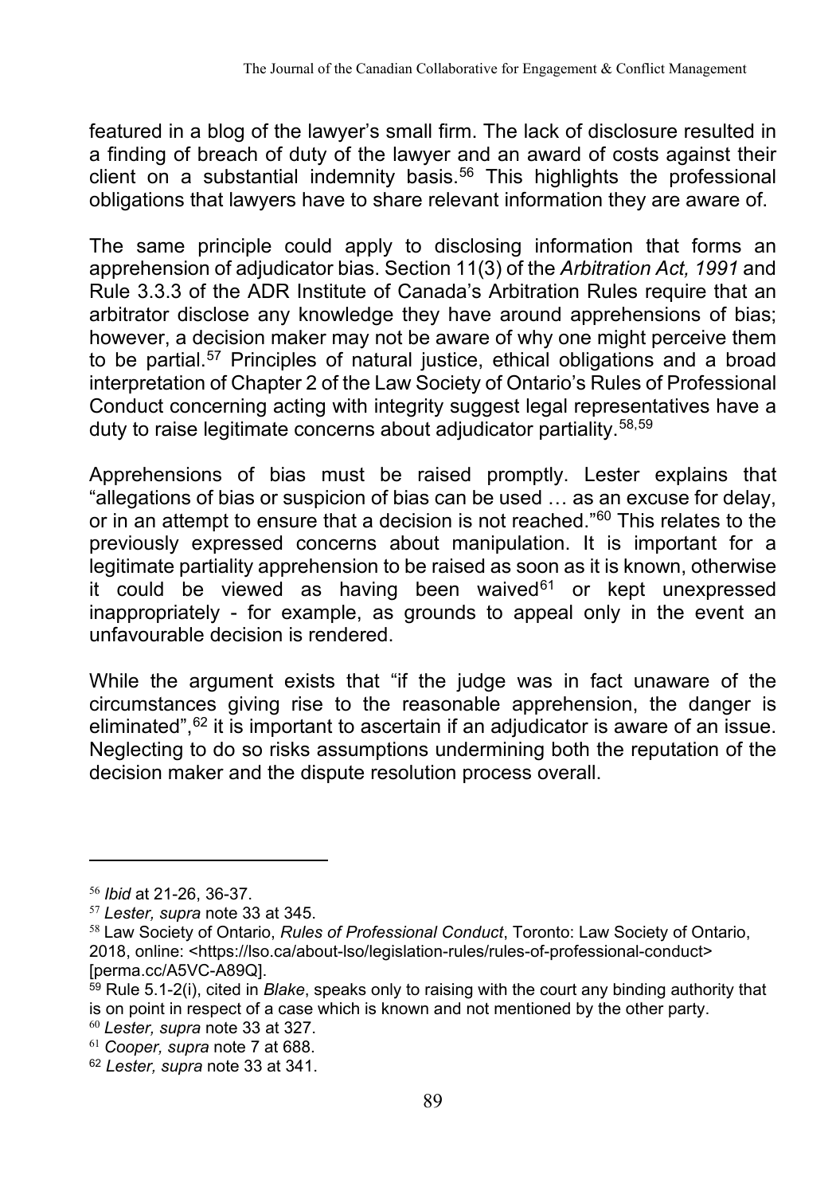featured in a blog of the lawyer's small firm. The lack of disclosure resulted in a finding of breach of duty of the lawyer and an award of costs against their client on a substantial indemnity basis.[56] This highlights the professional obligations that lawyers have to share relevant information they are aware of.

The same principle could apply to disclosing information that forms an apprehension of adjudicator bias. Section 11(3) of the *Arbitration Act, 1991* and Rule 3.3.3 of the ADR Institute of Canada's Arbitration Rules require that an arbitrator disclose any knowledge they have around apprehensions of bias; however, a decision maker may not be aware of why one might perceive them to be partial.[57] Principles of natural justice, ethical obligations and a broad interpretation of Chapter 2 of the Law Society of Ontario's Rules of Professional Conduct concerning acting with integrity suggest legal representatives have a duty to raise legitimate concerns about adjudicator partiality.[58,59]

Apprehensions of bias must be raised promptly. Lester explains that "allegations of bias or suspicion of bias can be used … as an excuse for delay, or in an attempt to ensure that a decision is not reached."[60] This relates to the previously expressed concerns about manipulation. It is important for a legitimate partiality apprehension to be raised as soon as it is known, otherwise it could be viewed as having been waived[61] or kept unexpressed inappropriately - for example, as grounds to appeal only in the event an unfavourable decision is rendered.

While the argument exists that "if the judge was in fact unaware of the circumstances giving rise to the reasonable apprehension, the danger is eliminated",[62] it is important to ascertain if an adjudicator is aware of an issue. Neglecting to do so risks assumptions undermining both the reputation of the decision maker and the dispute resolution process overall.

---

[56] *Ibid* at 21-26, 36-37.

[57] *Lester, supra* note 33 at 345.

[58] Law Society of Ontario, *Rules of Professional Conduct*, Toronto: Law Society of Ontario, 2018, online: <https://lso.ca/about-lso/legislation-rules/rules-of-professional-conduct> [perma.cc/A5VC-A89Q].

[59] Rule 5.1-2(i), cited in *Blake*, speaks only to raising with the court any binding authority that is on point in respect of a case which is known and not mentioned by the other party.

[60] *Lester, supra* note 33 at 327.

[61] *Cooper, supra* note 7 at 688.

[62] *Lester, supra* note 33 at 341.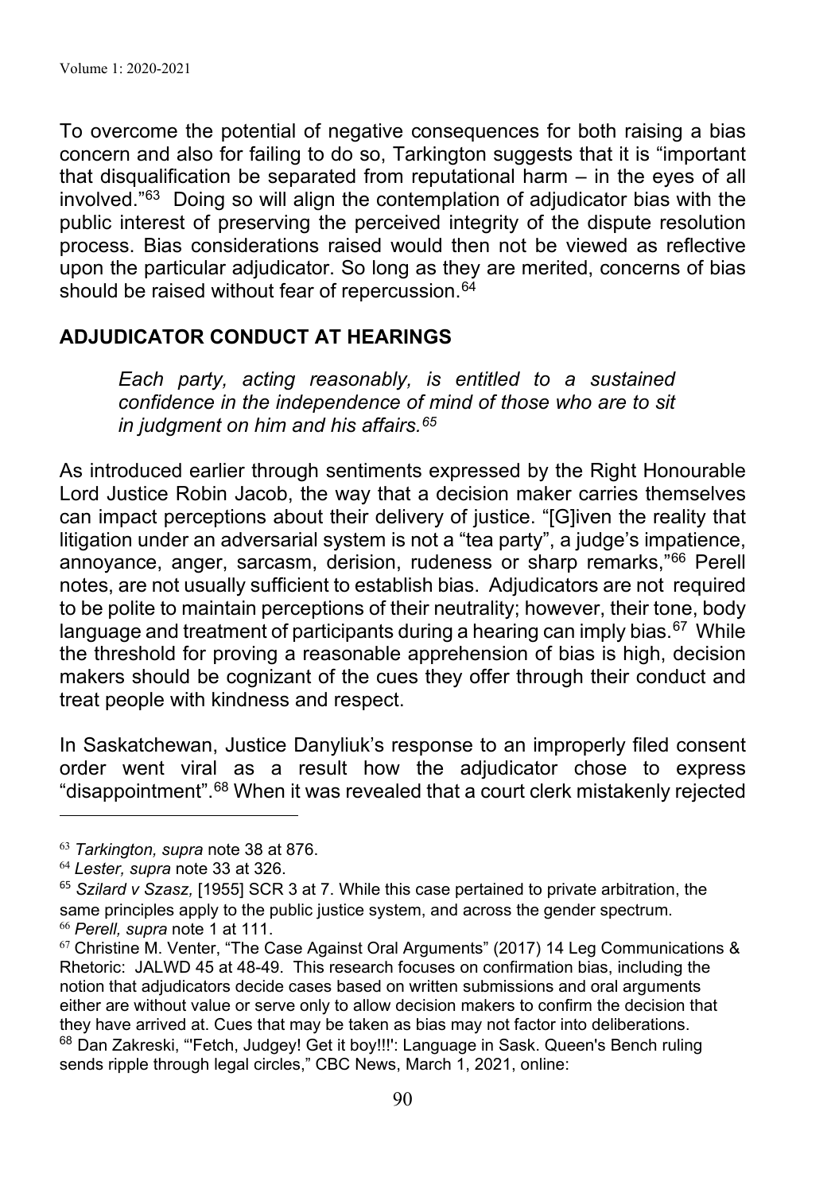To overcome the potential of negative consequences for both raising a bias concern and also for failing to do so, Tarkington suggests that it is "important that disqualification be separated from reputational harm – in the eyes of all involved."[63] Doing so will align the contemplation of adjudicator bias with the public interest of preserving the perceived integrity of the dispute resolution process. Bias considerations raised would then not be viewed as reflective upon the particular adjudicator. So long as they are merited, concerns of bias should be raised without fear of repercussion.[64]

## ADJUDICATOR CONDUCT AT HEARINGS

> *Each party, acting reasonably, is entitled to a sustained confidence in the independence of mind of those who are to sit in judgment on him and his affairs.[65]*

As introduced earlier through sentiments expressed by the Right Honourable Lord Justice Robin Jacob, the way that a decision maker carries themselves can impact perceptions about their delivery of justice. "[G]iven the reality that litigation under an adversarial system is not a "tea party", a judge's impatience, annoyance, anger, sarcasm, derision, rudeness or sharp remarks,"[66] Perell notes, are not usually sufficient to establish bias. Adjudicators are not required to be polite to maintain perceptions of their neutrality; however, their tone, body language and treatment of participants during a hearing can imply bias.[67] While the threshold for proving a reasonable apprehension of bias is high, decision makers should be cognizant of the cues they offer through their conduct and treat people with kindness and respect.

In Saskatchewan, Justice Danyliuk's response to an improperly filed consent order went viral as a result how the adjudicator chose to express "disappointment".[68] When it was revealed that a court clerk mistakenly rejected

---

[63] *Tarkington, supra* note 38 at 876.

[64] *Lester, supra* note 33 at 326.

[65] *Szilard v Szasz,* [1955] SCR 3 at 7. While this case pertained to private arbitration, the same principles apply to the public justice system, and across the gender spectrum.

[66] *Perell, supra* note 1 at 111.

[67] Christine M. Venter, "The Case Against Oral Arguments" (2017) 14 Leg Communications & Rhetoric: JALWD 45 at 48-49. This research focuses on confirmation bias, including the notion that adjudicators decide cases based on written submissions and oral arguments either are without value or serve only to allow decision makers to confirm the decision that they have arrived at. Cues that may be taken as bias may not factor into deliberations.

[68] Dan Zakreski, "'Fetch, Judgey! Get it boy!!!': Language in Sask. Queen's Bench ruling sends ripple through legal circles," CBC News, March 1, 2021, online: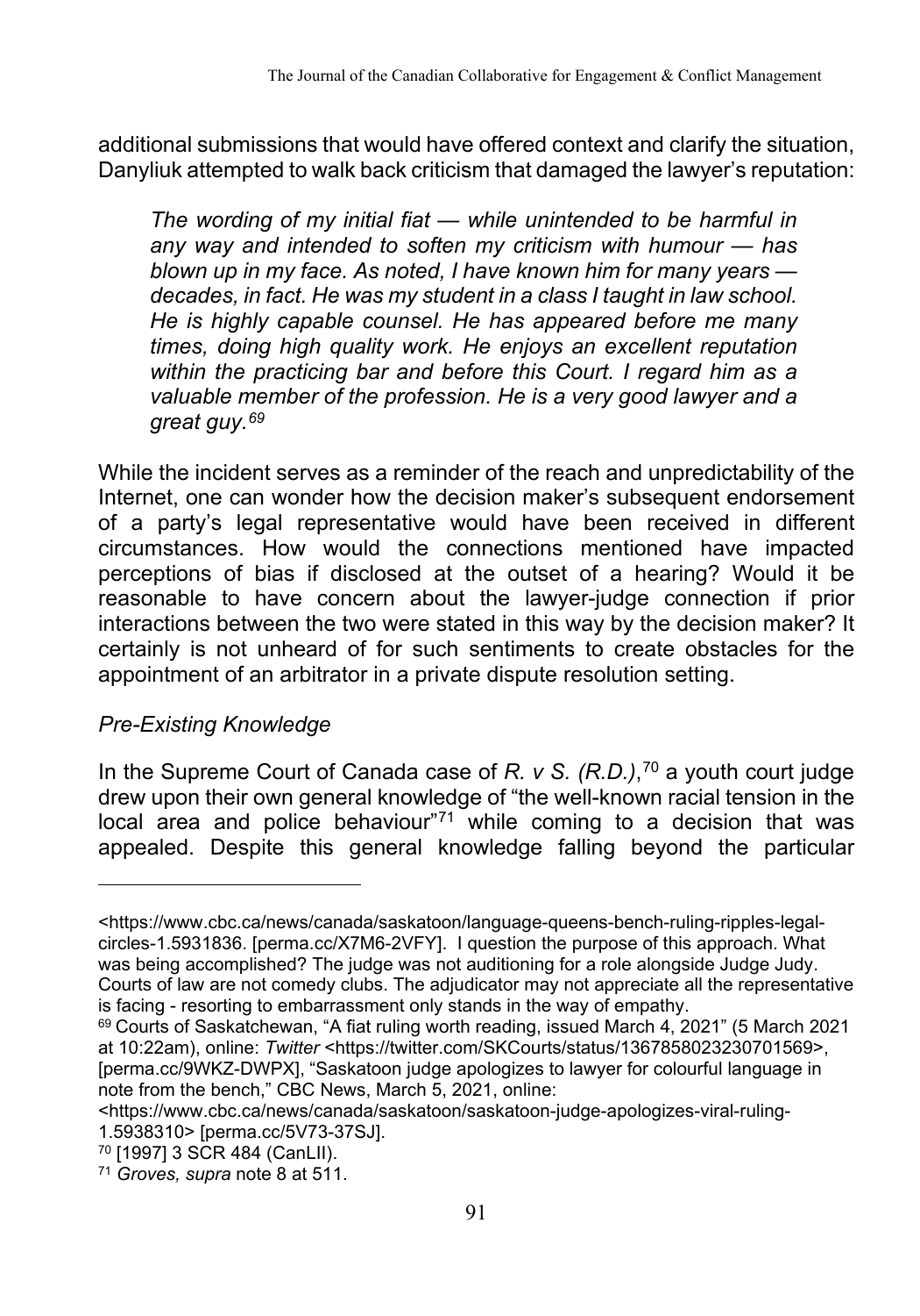additional submissions that would have offered context and clarify the situation, Danyliuk attempted to walk back criticism that damaged the lawyer's reputation:

> *The wording of my initial fiat — while unintended to be harmful in any way and intended to soften my criticism with humour — has blown up in my face. As noted, I have known him for many years — decades, in fact. He was my student in a class I taught in law school. He is highly capable counsel. He has appeared before me many times, doing high quality work. He enjoys an excellent reputation within the practicing bar and before this Court. I regard him as a valuable member of the profession. He is a very good lawyer and a great guy.*[69]

While the incident serves as a reminder of the reach and unpredictability of the Internet, one can wonder how the decision maker's subsequent endorsement of a party's legal representative would have been received in different circumstances. How would the connections mentioned have impacted perceptions of bias if disclosed at the outset of a hearing? Would it be reasonable to have concern about the lawyer-judge connection if prior interactions between the two were stated in this way by the decision maker? It certainly is not unheard of for such sentiments to create obstacles for the appointment of an arbitrator in a private dispute resolution setting.

### *Pre-Existing Knowledge*

In the Supreme Court of Canada case of *R. v S. (R.D.)*,[70] a youth court judge drew upon their own general knowledge of "the well-known racial tension in the local area and police behaviour"[71] while coming to a decision that was appealed. Despite this general knowledge falling beyond the particular

---

<https://www.cbc.ca/news/canada/saskatoon/language-queens-bench-ruling-ripples-legal-circles-1.5931836. [perma.cc/X7M6-2VFY]. I question the purpose of this approach. What was being accomplished? The judge was not auditioning for a role alongside Judge Judy. Courts of law are not comedy clubs. The adjudicator may not appreciate all the representative is facing - resorting to embarrassment only stands in the way of empathy.

[69] Courts of Saskatchewan, "A fiat ruling worth reading, issued March 4, 2021" (5 March 2021 at 10:22am), online: *Twitter* <https://twitter.com/SKCourts/status/1367858023230701569>, [perma.cc/9WKZ-DWPX], "Saskatoon judge apologizes to lawyer for colourful language in note from the bench," CBC News, March 5, 2021, online: <https://www.cbc.ca/news/canada/saskatoon/saskatoon-judge-apologizes-viral-ruling-1.5938310> [perma.cc/5V73-37SJ].

[70] [1997] 3 SCR 484 (CanLII).

[71] *Groves, supra* note 8 at 511.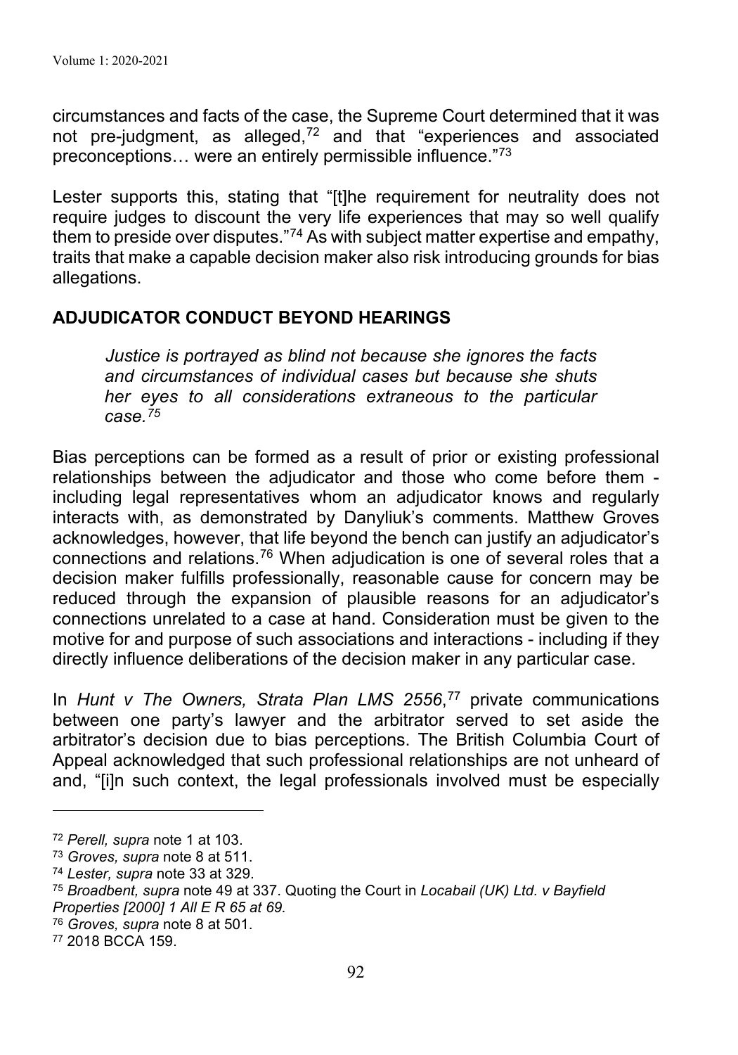circumstances and facts of the case, the Supreme Court determined that it was not pre-judgment, as alleged,[72] and that "experiences and associated preconceptions… were an entirely permissible influence."[73]

Lester supports this, stating that "[t]he requirement for neutrality does not require judges to discount the very life experiences that may so well qualify them to preside over disputes."[74] As with subject matter expertise and empathy, traits that make a capable decision maker also risk introducing grounds for bias allegations.

## ADJUDICATOR CONDUCT BEYOND HEARINGS

> *Justice is portrayed as blind not because she ignores the facts and circumstances of individual cases but because she shuts her eyes to all considerations extraneous to the particular case.[75]*

Bias perceptions can be formed as a result of prior or existing professional relationships between the adjudicator and those who come before them - including legal representatives whom an adjudicator knows and regularly interacts with, as demonstrated by Danyliuk's comments. Matthew Groves acknowledges, however, that life beyond the bench can justify an adjudicator's connections and relations.[76] When adjudication is one of several roles that a decision maker fulfills professionally, reasonable cause for concern may be reduced through the expansion of plausible reasons for an adjudicator's connections unrelated to a case at hand. Consideration must be given to the motive for and purpose of such associations and interactions - including if they directly influence deliberations of the decision maker in any particular case.

In *Hunt v The Owners, Strata Plan LMS 2556*,[77] private communications between one party's lawyer and the arbitrator served to set aside the arbitrator's decision due to bias perceptions. The British Columbia Court of Appeal acknowledged that such professional relationships are not unheard of and, "[i]n such context, the legal professionals involved must be especially

---

[72] *Perell, supra* note 1 at 103.

[73] *Groves, supra* note 8 at 511.

[74] *Lester, supra* note 33 at 329.

[75] *Broadbent, supra* note 49 at 337. Quoting the Court in *Locabail (UK) Ltd. v Bayfield Properties [2000] 1 All E R 65 at 69.*

[76] *Groves, supra* note 8 at 501.

[77] 2018 BCCA 159.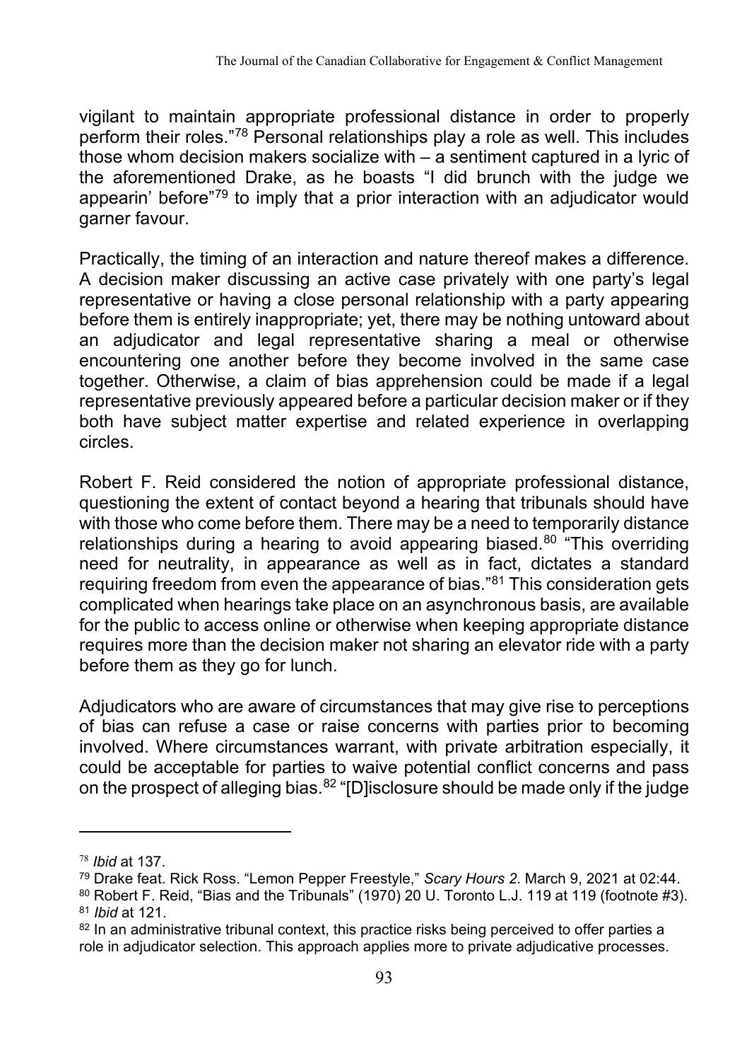vigilant to maintain appropriate professional distance in order to properly perform their roles."[78] Personal relationships play a role as well. This includes those whom decision makers socialize with – a sentiment captured in a lyric of the aforementioned Drake, as he boasts "I did brunch with the judge we appearin' before"[79] to imply that a prior interaction with an adjudicator would garner favour.

Practically, the timing of an interaction and nature thereof makes a difference. A decision maker discussing an active case privately with one party's legal representative or having a close personal relationship with a party appearing before them is entirely inappropriate; yet, there may be nothing untoward about an adjudicator and legal representative sharing a meal or otherwise encountering one another before they become involved in the same case together. Otherwise, a claim of bias apprehension could be made if a legal representative previously appeared before a particular decision maker or if they both have subject matter expertise and related experience in overlapping circles.

Robert F. Reid considered the notion of appropriate professional distance, questioning the extent of contact beyond a hearing that tribunals should have with those who come before them. There may be a need to temporarily distance relationships during a hearing to avoid appearing biased.[80] "This overriding need for neutrality, in appearance as well as in fact, dictates a standard requiring freedom from even the appearance of bias."[81] This consideration gets complicated when hearings take place on an asynchronous basis, are available for the public to access online or otherwise when keeping appropriate distance requires more than the decision maker not sharing an elevator ride with a party before them as they go for lunch.

Adjudicators who are aware of circumstances that may give rise to perceptions of bias can refuse a case or raise concerns with parties prior to becoming involved. Where circumstances warrant, with private arbitration especially, it could be acceptable for parties to waive potential conflict concerns and pass on the prospect of alleging bias.[82] "[D]isclosure should be made only if the judge

---

[78] *Ibid* at 137.

[79] Drake feat. Rick Ross. "Lemon Pepper Freestyle," *Scary Hours 2*. March 9, 2021 at 02:44.

[80] Robert F. Reid, "Bias and the Tribunals" (1970) 20 U. Toronto L.J. 119 at 119 (footnote #3).

[81] *Ibid* at 121.

[82] In an administrative tribunal context, this practice risks being perceived to offer parties a role in adjudicator selection. This approach applies more to private adjudicative processes.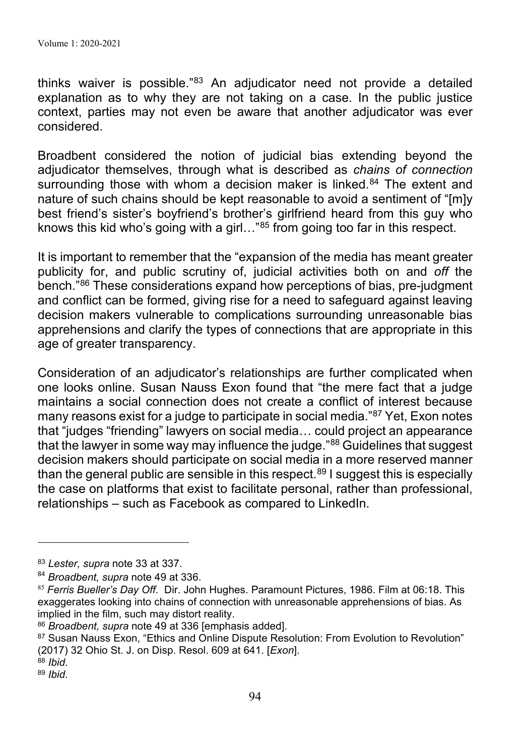thinks waiver is possible."[83] An adjudicator need not provide a detailed explanation as to why they are not taking on a case. In the public justice context, parties may not even be aware that another adjudicator was ever considered.

Broadbent considered the notion of judicial bias extending beyond the adjudicator themselves, through what is described as *chains of connection* surrounding those with whom a decision maker is linked.[84] The extent and nature of such chains should be kept reasonable to avoid a sentiment of "[m]y best friend's sister's boyfriend's brother's girlfriend heard from this guy who knows this kid who's going with a girl…"[85] from going too far in this respect.

It is important to remember that the "expansion of the media has meant greater publicity for, and public scrutiny of, judicial activities both on and *off* the bench."[86] These considerations expand how perceptions of bias, pre-judgment and conflict can be formed, giving rise for a need to safeguard against leaving decision makers vulnerable to complications surrounding unreasonable bias apprehensions and clarify the types of connections that are appropriate in this age of greater transparency.

Consideration of an adjudicator's relationships are further complicated when one looks online. Susan Nauss Exon found that "the mere fact that a judge maintains a social connection does not create a conflict of interest because many reasons exist for a judge to participate in social media."[87] Yet, Exon notes that "judges "friending" lawyers on social media… could project an appearance that the lawyer in some way may influence the judge."[88] Guidelines that suggest decision makers should participate on social media in a more reserved manner than the general public are sensible in this respect.[89] I suggest this is especially the case on platforms that exist to facilitate personal, rather than professional, relationships – such as Facebook as compared to LinkedIn.

---

[83] *Lester, supra* note 33 at 337.

[84] *Broadbent, supra* note 49 at 336.

[85] *Ferris Bueller's Day Off*. Dir. John Hughes. Paramount Pictures, 1986. Film at 06:18. This exaggerates looking into chains of connection with unreasonable apprehensions of bias. As implied in the film, such may distort reality.

[86] *Broadbent, supra* note 49 at 336 [emphasis added].

[87] Susan Nauss Exon, "Ethics and Online Dispute Resolution: From Evolution to Revolution" (2017) 32 Ohio St. J. on Disp. Resol. 609 at 641. [*Exon*].

[88] *Ibid*.

[89] *Ibid*.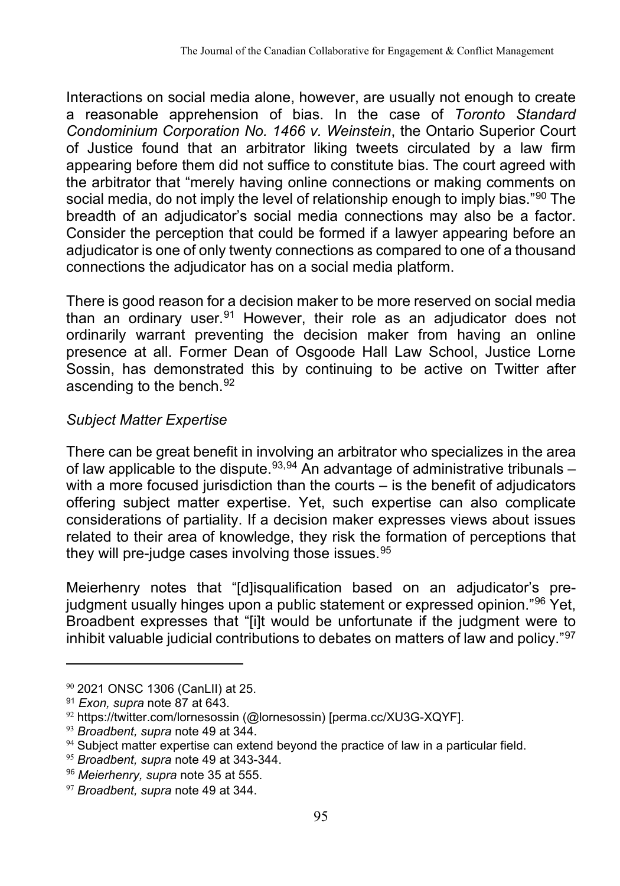Interactions on social media alone, however, are usually not enough to create a reasonable apprehension of bias. In the case of *Toronto Standard Condominium Corporation No. 1466 v. Weinstein*, the Ontario Superior Court of Justice found that an arbitrator liking tweets circulated by a law firm appearing before them did not suffice to constitute bias. The court agreed with the arbitrator that "merely having online connections or making comments on social media, do not imply the level of relationship enough to imply bias."[90] The breadth of an adjudicator's social media connections may also be a factor. Consider the perception that could be formed if a lawyer appearing before an adjudicator is one of only twenty connections as compared to one of a thousand connections the adjudicator has on a social media platform.

There is good reason for a decision maker to be more reserved on social media than an ordinary user.[91] However, their role as an adjudicator does not ordinarily warrant preventing the decision maker from having an online presence at all. Former Dean of Osgoode Hall Law School, Justice Lorne Sossin, has demonstrated this by continuing to be active on Twitter after ascending to the bench.[92]

### *Subject Matter Expertise*

There can be great benefit in involving an arbitrator who specializes in the area of law applicable to the dispute.[93,94] An advantage of administrative tribunals – with a more focused jurisdiction than the courts – is the benefit of adjudicators offering subject matter expertise. Yet, such expertise can also complicate considerations of partiality. If a decision maker expresses views about issues related to their area of knowledge, they risk the formation of perceptions that they will pre-judge cases involving those issues.[95]

Meierhenry notes that "[d]isqualification based on an adjudicator's pre-judgment usually hinges upon a public statement or expressed opinion."[96] Yet, Broadbent expresses that "[i]t would be unfortunate if the judgment were to inhibit valuable judicial contributions to debates on matters of law and policy."[97]

---

[90] 2021 ONSC 1306 (CanLII) at 25.

[91] *Exon, supra* note 87 at 643.

[92] https://twitter.com/lornesossin (@lornesossin) [perma.cc/XU3G-XQYF].

[93] *Broadbent, supra* note 49 at 344.

[94] Subject matter expertise can extend beyond the practice of law in a particular field.

[95] *Broadbent, supra* note 49 at 343-344.

[96] *Meierhenry, supra* note 35 at 555.

[97] *Broadbent, supra* note 49 at 344.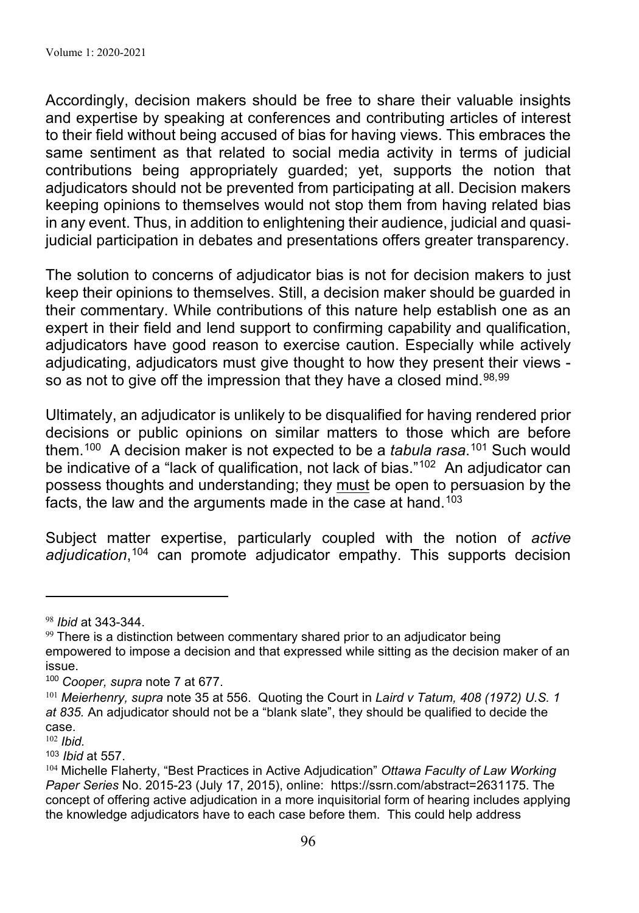Accordingly, decision makers should be free to share their valuable insights and expertise by speaking at conferences and contributing articles of interest to their field without being accused of bias for having views. This embraces the same sentiment as that related to social media activity in terms of judicial contributions being appropriately guarded; yet, supports the notion that adjudicators should not be prevented from participating at all. Decision makers keeping opinions to themselves would not stop them from having related bias in any event. Thus, in addition to enlightening their audience, judicial and quasi-judicial participation in debates and presentations offers greater transparency.

The solution to concerns of adjudicator bias is not for decision makers to just keep their opinions to themselves. Still, a decision maker should be guarded in their commentary. While contributions of this nature help establish one as an expert in their field and lend support to confirming capability and qualification, adjudicators have good reason to exercise caution. Especially while actively adjudicating, adjudicators must give thought to how they present their views - so as not to give off the impression that they have a closed mind.[98,99]

Ultimately, an adjudicator is unlikely to be disqualified for having rendered prior decisions or public opinions on similar matters to those which are before them.[100] A decision maker is not expected to be a *tabula rasa*.[101] Such would be indicative of a "lack of qualification, not lack of bias."[102] An adjudicator can possess thoughts and understanding; they must be open to persuasion by the facts, the law and the arguments made in the case at hand.[103]

Subject matter expertise, particularly coupled with the notion of *active adjudication*,[104] can promote adjudicator empathy. This supports decision

---

[98] *Ibid* at 343-344.

[99] There is a distinction between commentary shared prior to an adjudicator being empowered to impose a decision and that expressed while sitting as the decision maker of an issue.

[100] *Cooper, supra* note 7 at 677.

[101] *Meierhenry, supra* note 35 at 556. Quoting the Court in *Laird v Tatum, 408 (1972) U.S. 1 at 835.* An adjudicator should not be a "blank slate", they should be qualified to decide the case.

[102] *Ibid.*

[103] *Ibid* at 557.

[104] Michelle Flaherty, "Best Practices in Active Adjudication" *Ottawa Faculty of Law Working Paper Series* No. 2015-23 (July 17, 2015), online: https://ssrn.com/abstract=2631175. The concept of offering active adjudication in a more inquisitorial form of hearing includes applying the knowledge adjudicators have to each case before them. This could help address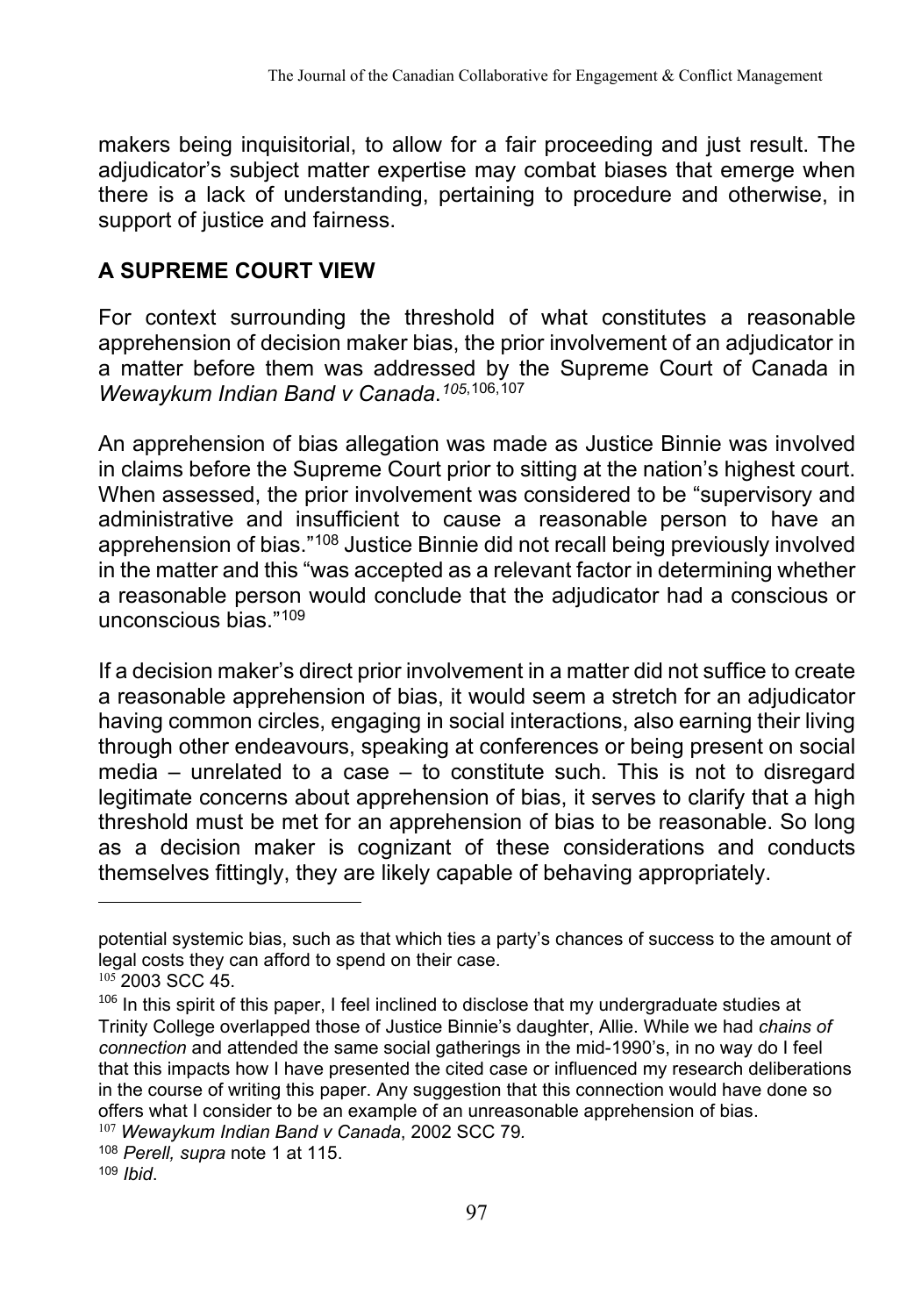makers being inquisitorial, to allow for a fair proceeding and just result. The adjudicator's subject matter expertise may combat biases that emerge when there is a lack of understanding, pertaining to procedure and otherwise, in support of justice and fairness.

## A SUPREME COURT VIEW

For context surrounding the threshold of what constitutes a reasonable apprehension of decision maker bias, the prior involvement of an adjudicator in a matter before them was addressed by the Supreme Court of Canada in *Wewaykum Indian Band v Canada*.[105,106,107]

An apprehension of bias allegation was made as Justice Binnie was involved in claims before the Supreme Court prior to sitting at the nation's highest court. When assessed, the prior involvement was considered to be "supervisory and administrative and insufficient to cause a reasonable person to have an apprehension of bias."[108] Justice Binnie did not recall being previously involved in the matter and this "was accepted as a relevant factor in determining whether a reasonable person would conclude that the adjudicator had a conscious or unconscious bias."[109]

If a decision maker's direct prior involvement in a matter did not suffice to create a reasonable apprehension of bias, it would seem a stretch for an adjudicator having common circles, engaging in social interactions, also earning their living through other endeavours, speaking at conferences or being present on social media – unrelated to a case – to constitute such. This is not to disregard legitimate concerns about apprehension of bias, it serves to clarify that a high threshold must be met for an apprehension of bias to be reasonable. So long as a decision maker is cognizant of these considerations and conducts themselves fittingly, they are likely capable of behaving appropriately.

---

potential systemic bias, such as that which ties a party's chances of success to the amount of legal costs they can afford to spend on their case.

[105] 2003 SCC 45.

[106] In this spirit of this paper, I feel inclined to disclose that my undergraduate studies at Trinity College overlapped those of Justice Binnie's daughter, Allie. While we had *chains of connection* and attended the same social gatherings in the mid-1990's, in no way do I feel that this impacts how I have presented the cited case or influenced my research deliberations in the course of writing this paper. Any suggestion that this connection would have done so offers what I consider to be an example of an unreasonable apprehension of bias.

[107] *Wewaykum Indian Band v Canada*, 2002 SCC 79.

[108] *Perell, supra* note 1 at 115.

[109] *Ibid*.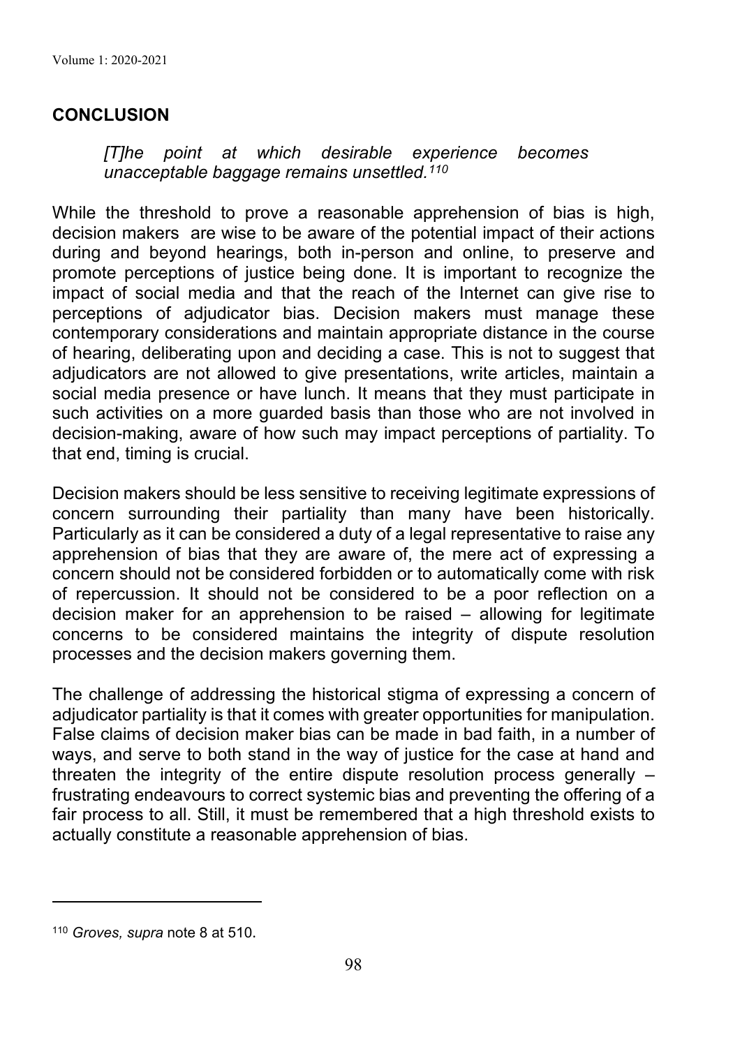## CONCLUSION

> *[T]he point at which desirable experience becomes unacceptable baggage remains unsettled.*[110]

While the threshold to prove a reasonable apprehension of bias is high, decision makers are wise to be aware of the potential impact of their actions during and beyond hearings, both in-person and online, to preserve and promote perceptions of justice being done. It is important to recognize the impact of social media and that the reach of the Internet can give rise to perceptions of adjudicator bias. Decision makers must manage these contemporary considerations and maintain appropriate distance in the course of hearing, deliberating upon and deciding a case. This is not to suggest that adjudicators are not allowed to give presentations, write articles, maintain a social media presence or have lunch. It means that they must participate in such activities on a more guarded basis than those who are not involved in decision-making, aware of how such may impact perceptions of partiality. To that end, timing is crucial.

Decision makers should be less sensitive to receiving legitimate expressions of concern surrounding their partiality than many have been historically. Particularly as it can be considered a duty of a legal representative to raise any apprehension of bias that they are aware of, the mere act of expressing a concern should not be considered forbidden or to automatically come with risk of repercussion. It should not be considered to be a poor reflection on a decision maker for an apprehension to be raised – allowing for legitimate concerns to be considered maintains the integrity of dispute resolution processes and the decision makers governing them.

The challenge of addressing the historical stigma of expressing a concern of adjudicator partiality is that it comes with greater opportunities for manipulation. False claims of decision maker bias can be made in bad faith, in a number of ways, and serve to both stand in the way of justice for the case at hand and threaten the integrity of the entire dispute resolution process generally – frustrating endeavours to correct systemic bias and preventing the offering of a fair process to all. Still, it must be remembered that a high threshold exists to actually constitute a reasonable apprehension of bias.

---

[110] *Groves, supra* note 8 at 510.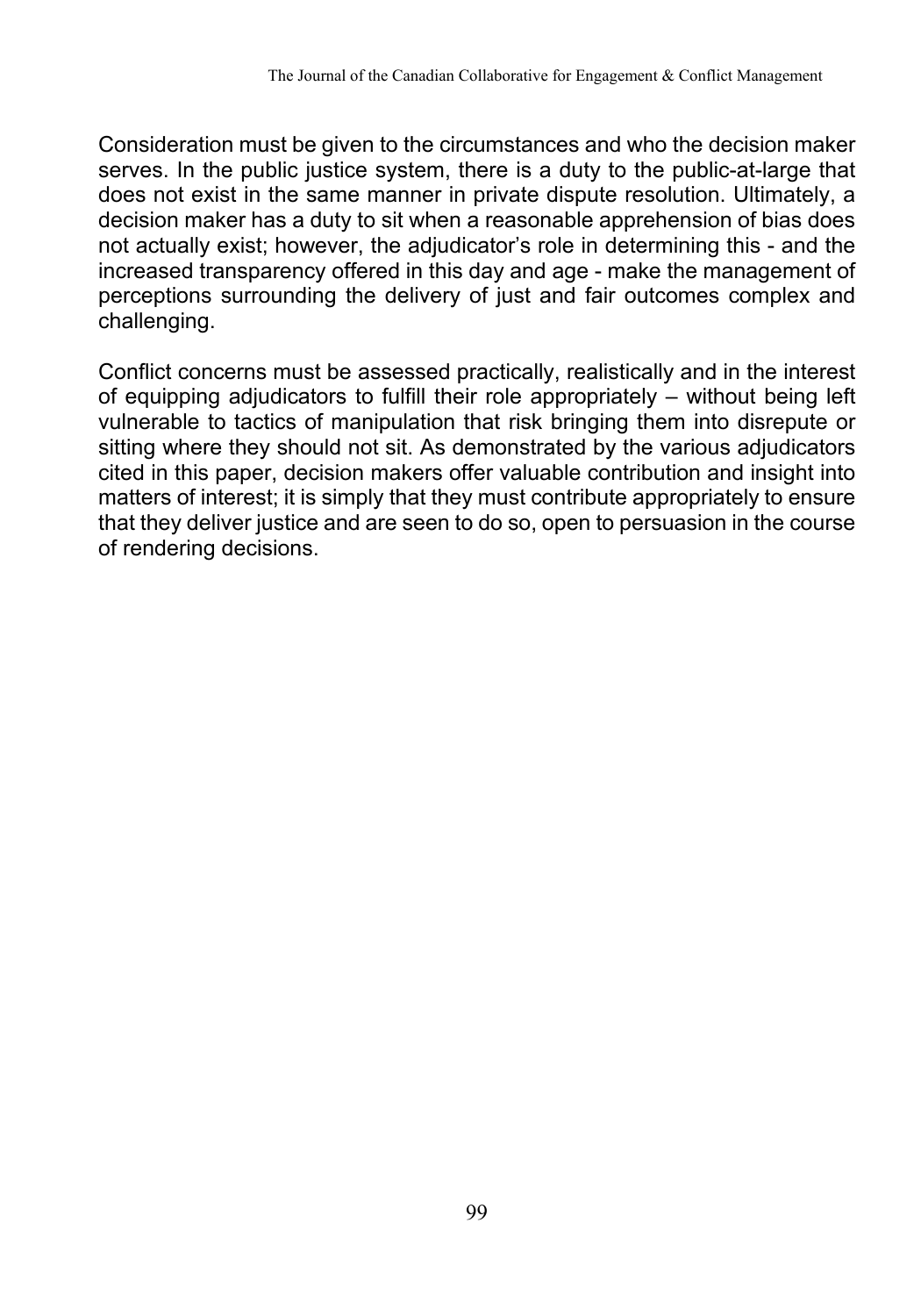Consideration must be given to the circumstances and who the decision maker serves. In the public justice system, there is a duty to the public-at-large that does not exist in the same manner in private dispute resolution. Ultimately, a decision maker has a duty to sit when a reasonable apprehension of bias does not actually exist; however, the adjudicator's role in determining this - and the increased transparency offered in this day and age - make the management of perceptions surrounding the delivery of just and fair outcomes complex and challenging.

Conflict concerns must be assessed practically, realistically and in the interest of equipping adjudicators to fulfill their role appropriately – without being left vulnerable to tactics of manipulation that risk bringing them into disrepute or sitting where they should not sit. As demonstrated by the various adjudicators cited in this paper, decision makers offer valuable contribution and insight into matters of interest; it is simply that they must contribute appropriately to ensure that they deliver justice and are seen to do so, open to persuasion in the course of rendering decisions.